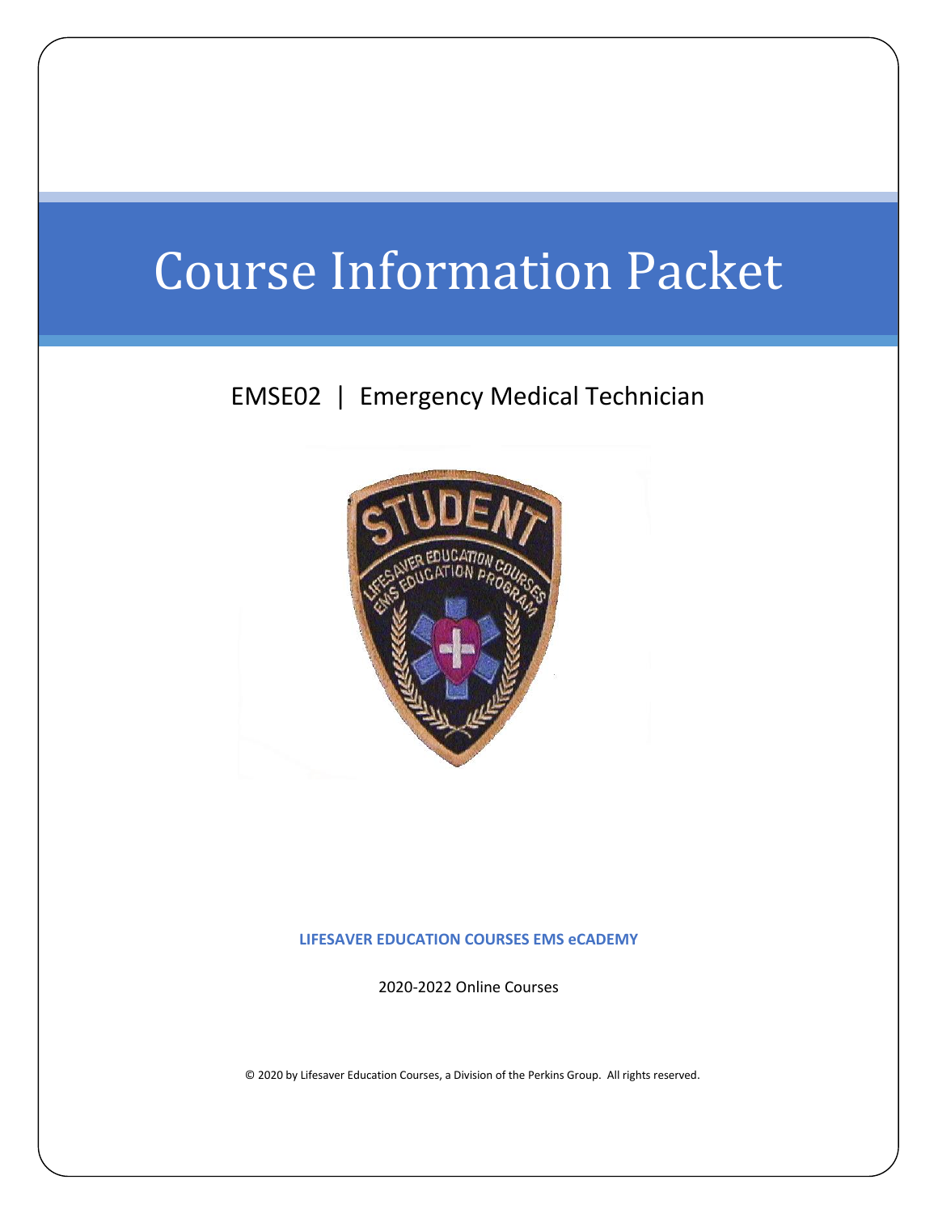# Course Information Packet

## EMSE02 | Emergency Medical Technician

**LIFESAVER EDUCATION COURSES EMS eCADEMY**

2020-2022 Online Courses

© 2020 by Lifesaver Education Courses, a Division of the Perkins Group. All rights reserved.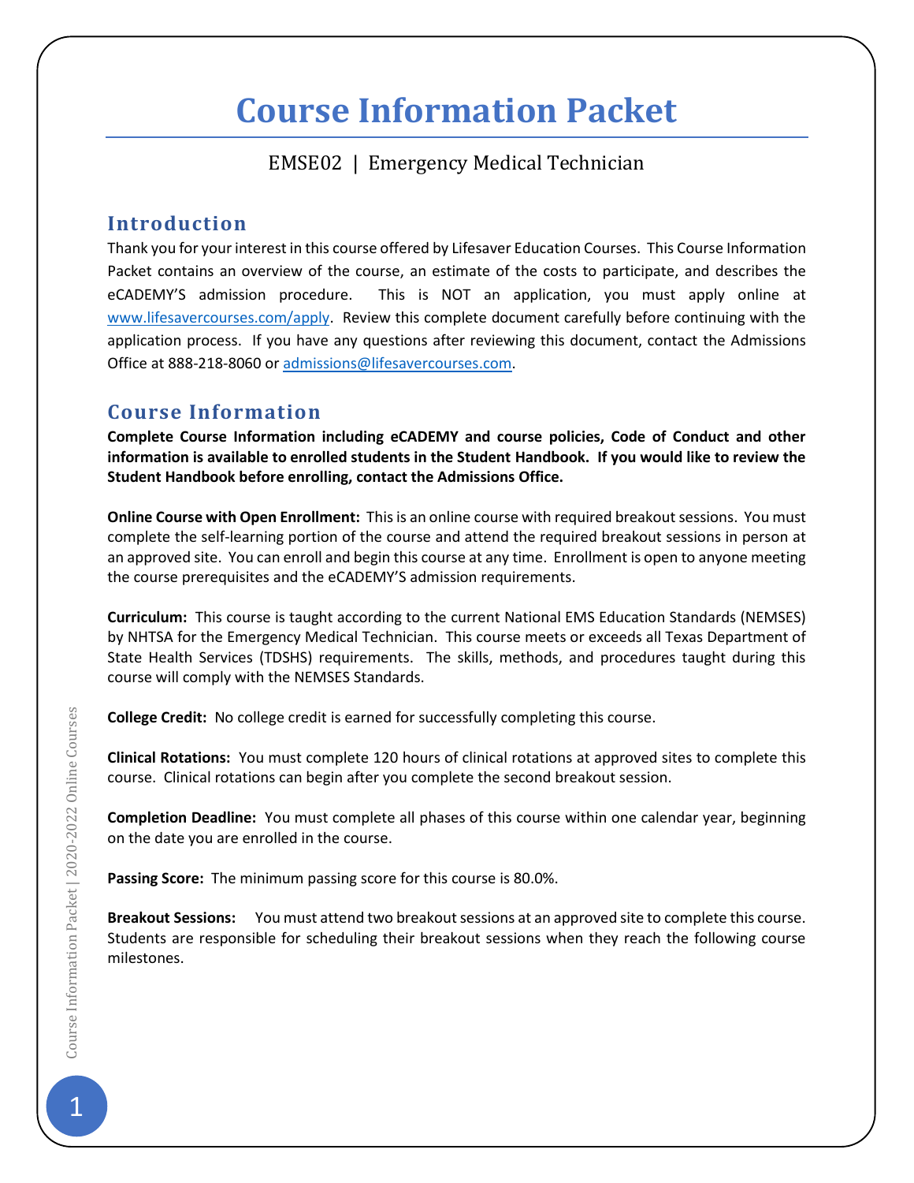# Course Information Packet

EMSE02 | Emergency Medical Technician

## Introduction

Thank you for your interest in this course offered by Lifesaver Education Courses. This Course Information Packet contains an overview of the course, an estimate of the costs to participate, and describes the eCADEMY'S admission procedure. This is NOT an application, you must apply online at [www.lifesavercourses.com/apply](www.lifesavercourses.com/apply). Review this complete document carefully before continuing with the application process. If you have any questions after reviewing this document, contact the Admissions Office at 888-218-8060 or [admissions@lifesavercourses.com](mailto:admissions@lifesavercourses.com).

## Course Information

**Complete Course Information including eCADEMY and course policies, Code of Conduct and other information is available to enrolled students in the Student Handbook. If you would like to review the Student Handbook before enrolling, contact the Admissions Office.**

**Online Course with Open Enrollment:** This is an online course with required breakout sessions. You must complete the self-learning portion of the course and attend the required breakout sessions in person at an approved site. You can enroll and begin this course at any time. Enrollment is open to anyone meeting the course prerequisites and the eCADEMY'S admission requirements.

**Curriculum:** This course is taught according to the current National EMS Education Standards (NEMSES) by NHTSA for the Emergency Medical Technician. This course meets or exceeds all Texas Department of State Health Services (TDSHS) requirements. The skills, methods, and procedures taught during this course will comply with the NEMSES Standards.

**College Credit:** No college credit is earned for successfully completing this course.

**Clinical Rotations:** You must complete 120 hours of clinical rotations at approved sites to complete this course. Clinical rotations can begin after you complete the second breakout session.

**Completion Deadline:** You must complete all phases of this course within one calendar year, beginning on the date you are enrolled in the course.

**Passing Score:** The minimum passing score for this course is 80.0%.

**Breakout Sessions:** You must attend two breakout sessions at an approved site to complete this course. Students are responsible for scheduling their breakout sessions when they reach the following course milestones.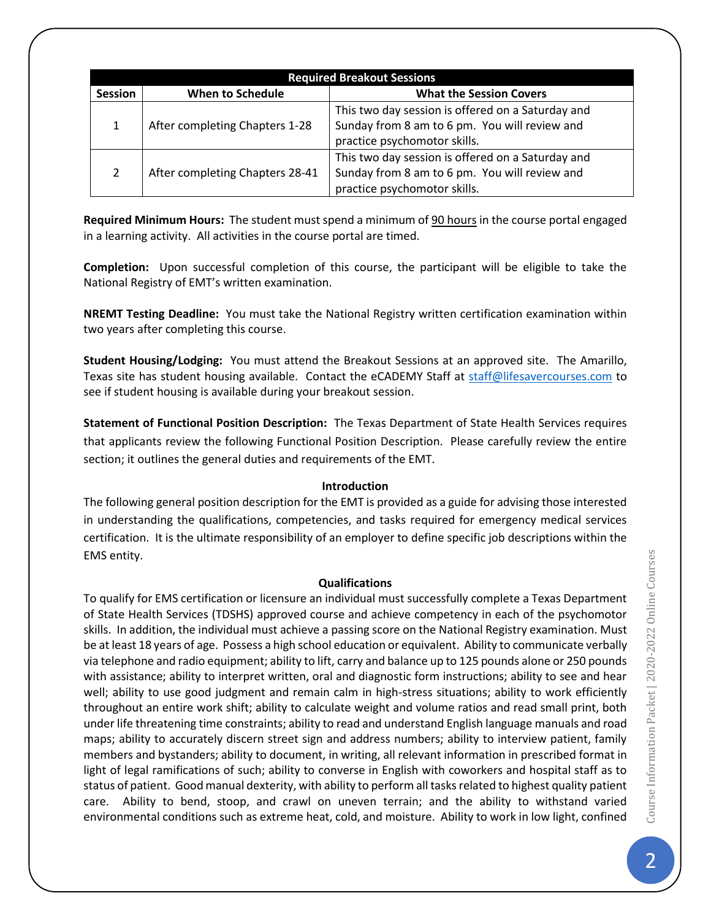| Required Breakout Sessions | | |
|---|---|---|
| **Session** | **When to Schedule** | **What the Session Covers** |
| 1 | After completing Chapters 1-28 | This two day session is offered on a Saturday and Sunday from 8 am to 6 pm. You will review and practice psychomotor skills. |
| 2 | After completing Chapters 28-41 | This two day session is offered on a Saturday and Sunday from 8 am to 6 pm. You will review and practice psychomotor skills. |

**Required Minimum Hours:** The student must spend a minimum of 90 hours in the course portal engaged in a learning activity. All activities in the course portal are timed.

**Completion:** Upon successful completion of this course, the participant will be eligible to take the National Registry of EMT's written examination.

**NREMT Testing Deadline:** You must take the National Registry written certification examination within two years after completing this course.

**Student Housing/Lodging:** You must attend the Breakout Sessions at an approved site. The Amarillo, Texas site has student housing available. Contact the eCADEMY Staff at staff@lifesavercourses.com to see if student housing is available during your breakout session.

**Statement of Functional Position Description:** The Texas Department of State Health Services requires that applicants review the following Functional Position Description. Please carefully review the entire section; it outlines the general duties and requirements of the EMT.

### Introduction

The following general position description for the EMT is provided as a guide for advising those interested in understanding the qualifications, competencies, and tasks required for emergency medical services certification. It is the ultimate responsibility of an employer to define specific job descriptions within the EMS entity.

### Qualifications

To qualify for EMS certification or licensure an individual must successfully complete a Texas Department of State Health Services (TDSHS) approved course and achieve competency in each of the psychomotor skills. In addition, the individual must achieve a passing score on the National Registry examination. Must be at least 18 years of age. Possess a high school education or equivalent. Ability to communicate verbally via telephone and radio equipment; ability to lift, carry and balance up to 125 pounds alone or 250 pounds with assistance; ability to interpret written, oral and diagnostic form instructions; ability to see and hear well; ability to use good judgment and remain calm in high-stress situations; ability to work efficiently throughout an entire work shift; ability to calculate weight and volume ratios and read small print, both under life threatening time constraints; ability to read and understand English language manuals and road maps; ability to accurately discern street sign and address numbers; ability to interview patient, family members and bystanders; ability to document, in writing, all relevant information in prescribed format in light of legal ramifications of such; ability to converse in English with coworkers and hospital staff as to status of patient. Good manual dexterity, with ability to perform all tasks related to highest quality patient care. Ability to bend, stoop, and crawl on uneven terrain; and the ability to withstand varied environmental conditions such as extreme heat, cold, and moisture. Ability to work in low light, confined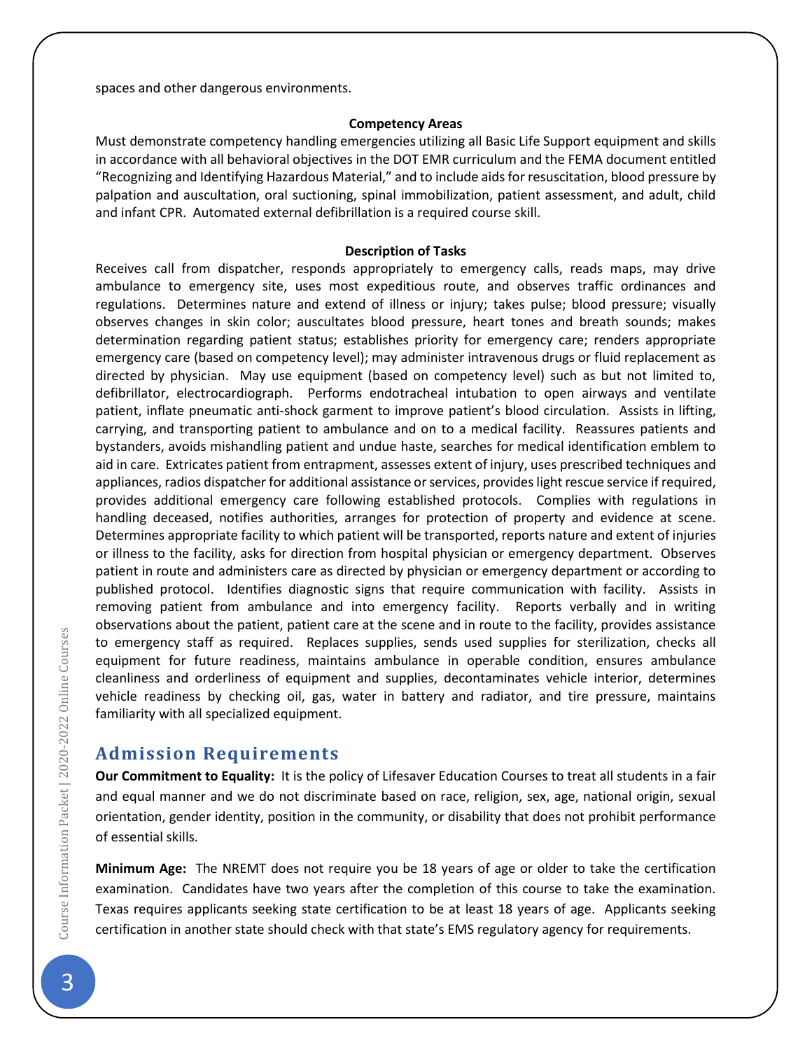spaces and other dangerous environments.

**Competency Areas**

Must demonstrate competency handling emergencies utilizing all Basic Life Support equipment and skills in accordance with all behavioral objectives in the DOT EMR curriculum and the FEMA document entitled "Recognizing and Identifying Hazardous Material," and to include aids for resuscitation, blood pressure by palpation and auscultation, oral suctioning, spinal immobilization, patient assessment, and adult, child and infant CPR. Automated external defibrillation is a required course skill.

**Description of Tasks**

Receives call from dispatcher, responds appropriately to emergency calls, reads maps, may drive ambulance to emergency site, uses most expeditious route, and observes traffic ordinances and regulations. Determines nature and extend of illness or injury; takes pulse; blood pressure; visually observes changes in skin color; auscultates blood pressure, heart tones and breath sounds; makes determination regarding patient status; establishes priority for emergency care; renders appropriate emergency care (based on competency level); may administer intravenous drugs or fluid replacement as directed by physician. May use equipment (based on competency level) such as but not limited to, defibrillator, electrocardiograph. Performs endotracheal intubation to open airways and ventilate patient, inflate pneumatic anti-shock garment to improve patient's blood circulation. Assists in lifting, carrying, and transporting patient to ambulance and on to a medical facility. Reassures patients and bystanders, avoids mishandling patient and undue haste, searches for medical identification emblem to aid in care. Extricates patient from entrapment, assesses extent of injury, uses prescribed techniques and appliances, radios dispatcher for additional assistance or services, provides light rescue service if required, provides additional emergency care following established protocols. Complies with regulations in handling deceased, notifies authorities, arranges for protection of property and evidence at scene. Determines appropriate facility to which patient will be transported, reports nature and extent of injuries or illness to the facility, asks for direction from hospital physician or emergency department. Observes patient in route and administers care as directed by physician or emergency department or according to published protocol. Identifies diagnostic signs that require communication with facility. Assists in removing patient from ambulance and into emergency facility. Reports verbally and in writing observations about the patient, patient care at the scene and in route to the facility, provides assistance to emergency staff as required. Replaces supplies, sends used supplies for sterilization, checks all equipment for future readiness, maintains ambulance in operable condition, ensures ambulance cleanliness and orderliness of equipment and supplies, decontaminates vehicle interior, determines vehicle readiness by checking oil, gas, water in battery and radiator, and tire pressure, maintains familiarity with all specialized equipment.

## Admission Requirements

**Our Commitment to Equality:** It is the policy of Lifesaver Education Courses to treat all students in a fair and equal manner and we do not discriminate based on race, religion, sex, age, national origin, sexual orientation, gender identity, position in the community, or disability that does not prohibit performance of essential skills.

**Minimum Age:** The NREMT does not require you be 18 years of age or older to take the certification examination. Candidates have two years after the completion of this course to take the examination. Texas requires applicants seeking state certification to be at least 18 years of age. Applicants seeking certification in another state should check with that state's EMS regulatory agency for requirements.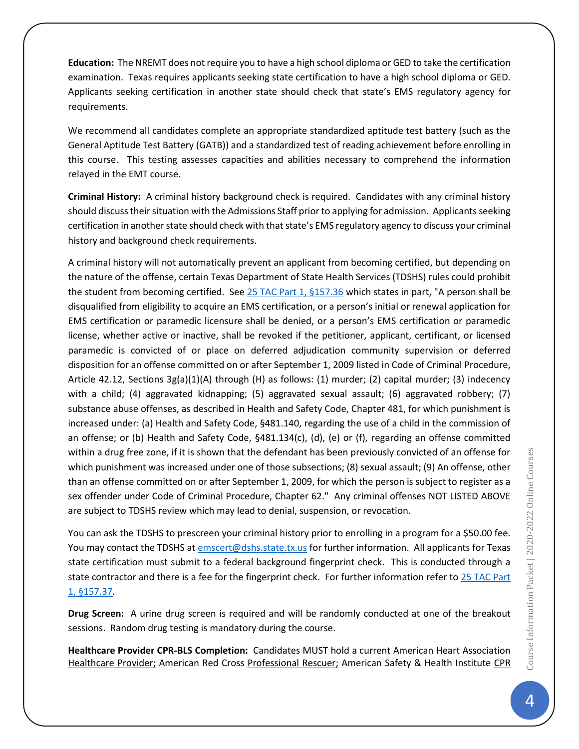**Education:** The NREMT does not require you to have a high school diploma or GED to take the certification examination. Texas requires applicants seeking state certification to have a high school diploma or GED. Applicants seeking certification in another state should check that state's EMS regulatory agency for requirements.

We recommend all candidates complete an appropriate standardized aptitude test battery (such as the General Aptitude Test Battery (GATB)) and a standardized test of reading achievement before enrolling in this course. This testing assesses capacities and abilities necessary to comprehend the information relayed in the EMT course.

**Criminal History:** A criminal history background check is required. Candidates with any criminal history should discuss their situation with the Admissions Staff prior to applying for admission. Applicants seeking certification in another state should check with that state's EMS regulatory agency to discuss your criminal history and background check requirements.

A criminal history will not automatically prevent an applicant from becoming certified, but depending on the nature of the offense, certain Texas Department of State Health Services (TDSHS) rules could prohibit the student from becoming certified. See [25 TAC Part 1, §157.36](#) which states in part, "A person shall be disqualified from eligibility to acquire an EMS certification, or a person's initial or renewal application for EMS certification or paramedic licensure shall be denied, or a person's EMS certification or paramedic license, whether active or inactive, shall be revoked if the petitioner, applicant, certificant, or licensed paramedic is convicted of or place on deferred adjudication community supervision or deferred disposition for an offense committed on or after September 1, 2009 listed in Code of Criminal Procedure, Article 42.12, Sections 3g(a)(1)(A) through (H) as follows: (1) murder; (2) capital murder; (3) indecency with a child; (4) aggravated kidnapping; (5) aggravated sexual assault; (6) aggravated robbery; (7) substance abuse offenses, as described in Health and Safety Code, Chapter 481, for which punishment is increased under: (a) Health and Safety Code, §481.140, regarding the use of a child in the commission of an offense; or (b) Health and Safety Code, §481.134(c), (d), (e) or (f), regarding an offense committed within a drug free zone, if it is shown that the defendant has been previously convicted of an offense for which punishment was increased under one of those subsections; (8) sexual assault; (9) An offense, other than an offense committed on or after September 1, 2009, for which the person is subject to register as a sex offender under Code of Criminal Procedure, Chapter 62." Any criminal offenses NOT LISTED ABOVE are subject to TDSHS review which may lead to denial, suspension, or revocation.

You can ask the TDSHS to prescreen your criminal history prior to enrolling in a program for a $50.00 fee. You may contact the TDSHS at [emscert@dshs.state.tx.us](mailto:emscert@dshs.state.tx.us) for further information. All applicants for Texas state certification must submit to a federal background fingerprint check. This is conducted through a state contractor and there is a fee for the fingerprint check. For further information refer to [25 TAC Part 1, §157.37](#).

**Drug Screen:** A urine drug screen is required and will be randomly conducted at one of the breakout sessions. Random drug testing is mandatory during the course.

**Healthcare Provider CPR-BLS Completion:** Candidates MUST hold a current American Heart Association Healthcare Provider; American Red Cross Professional Rescuer; American Safety & Health Institute CPR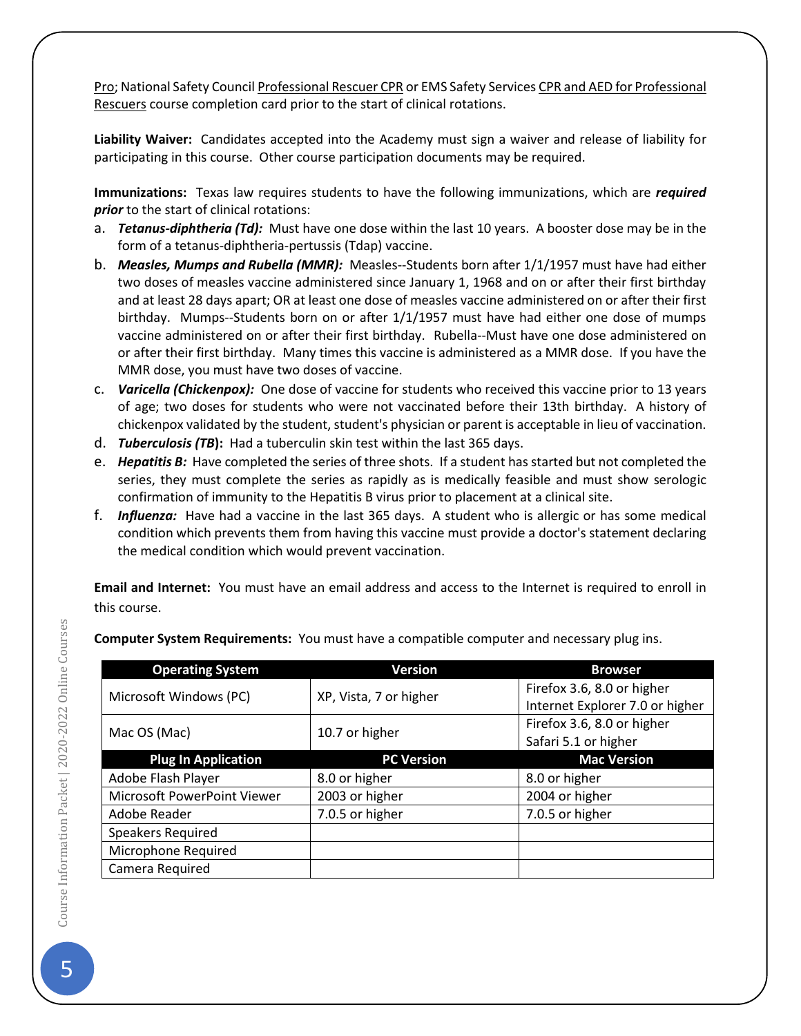Pro; National Safety Council Professional Rescuer CPR or EMS Safety Services CPR and AED for Professional Rescuers course completion card prior to the start of clinical rotations.

**Liability Waiver:** Candidates accepted into the Academy must sign a waiver and release of liability for participating in this course. Other course participation documents may be required.

**Immunizations:** Texas law requires students to have the following immunizations, which are ***required prior*** to the start of clinical rotations:

a. ***Tetanus-diphtheria (Td):*** Must have one dose within the last 10 years. A booster dose may be in the form of a tetanus-diphtheria-pertussis (Tdap) vaccine.
b. ***Measles, Mumps and Rubella (MMR):*** Measles--Students born after 1/1/1957 must have had either two doses of measles vaccine administered since January 1, 1968 and on or after their first birthday and at least 28 days apart; OR at least one dose of measles vaccine administered on or after their first birthday. Mumps--Students born on or after 1/1/1957 must have had either one dose of mumps vaccine administered on or after their first birthday. Rubella--Must have one dose administered on or after their first birthday. Many times this vaccine is administered as a MMR dose. If you have the MMR dose, you must have two doses of vaccine.
c. ***Varicella (Chickenpox):*** One dose of vaccine for students who received this vaccine prior to 13 years of age; two doses for students who were not vaccinated before their 13th birthday. A history of chickenpox validated by the student, student's physician or parent is acceptable in lieu of vaccination.
d. ***Tuberculosis (TB*)**:** Had a tuberculin skin test within the last 365 days.
e. ***Hepatitis B:*** Have completed the series of three shots. If a student has started but not completed the series, they must complete the series as rapidly as is medically feasible and must show serologic confirmation of immunity to the Hepatitis B virus prior to placement at a clinical site.
f. ***Influenza:*** Have had a vaccine in the last 365 days. A student who is allergic or has some medical condition which prevents them from having this vaccine must provide a doctor's statement declaring the medical condition which would prevent vaccination.

**Email and Internet:** You must have an email address and access to the Internet is required to enroll in this course.

**Computer System Requirements:** You must have a compatible computer and necessary plug ins.

| Operating System | Version | Browser |
|---|---|---|
| Microsoft Windows (PC) | XP, Vista, 7 or higher | Firefox 3.6, 8.0 or higher<br>Internet Explorer 7.0 or higher |
| Mac OS (Mac) | 10.7 or higher | Firefox 3.6, 8.0 or higher<br>Safari 5.1 or higher |
| **Plug In Application** | **PC Version** | **Mac Version** |
| Adobe Flash Player | 8.0 or higher | 8.0 or higher |
| Microsoft PowerPoint Viewer | 2003 or higher | 2004 or higher |
| Adobe Reader | 7.0.5 or higher | 7.0.5 or higher |
| Speakers Required | | |
| Microphone Required | | |
| Camera Required | | |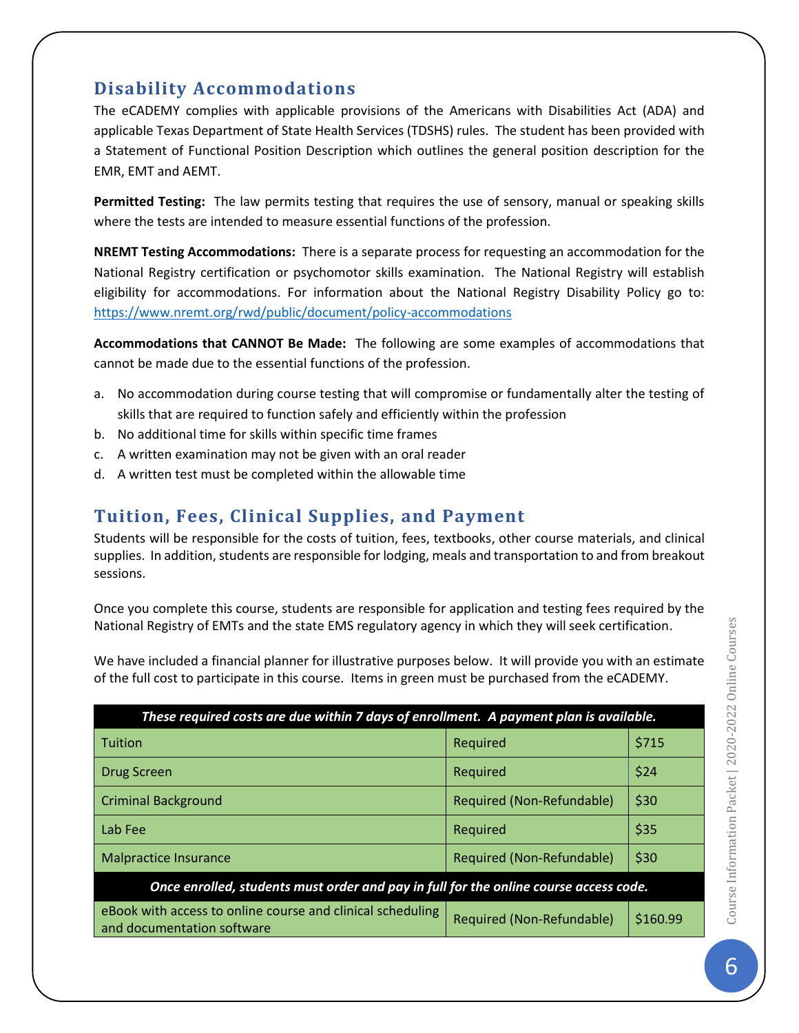## Disability Accommodations

The eCADEMY complies with applicable provisions of the Americans with Disabilities Act (ADA) and applicable Texas Department of State Health Services (TDSHS) rules. The student has been provided with a Statement of Functional Position Description which outlines the general position description for the EMR, EMT and AEMT.

**Permitted Testing:** The law permits testing that requires the use of sensory, manual or speaking skills where the tests are intended to measure essential functions of the profession.

**NREMT Testing Accommodations:** There is a separate process for requesting an accommodation for the National Registry certification or psychomotor skills examination. The National Registry will establish eligibility for accommodations. For information about the National Registry Disability Policy go to: https://www.nremt.org/rwd/public/document/policy-accommodations

**Accommodations that CANNOT Be Made:** The following are some examples of accommodations that cannot be made due to the essential functions of the profession.

a. No accommodation during course testing that will compromise or fundamentally alter the testing of skills that are required to function safely and efficiently within the profession
b. No additional time for skills within specific time frames
c. A written examination may not be given with an oral reader
d. A written test must be completed within the allowable time

## Tuition, Fees, Clinical Supplies, and Payment

Students will be responsible for the costs of tuition, fees, textbooks, other course materials, and clinical supplies. In addition, students are responsible for lodging, meals and transportation to and from breakout sessions.

Once you complete this course, students are responsible for application and testing fees required by the National Registry of EMTs and the state EMS regulatory agency in which they will seek certification.

We have included a financial planner for illustrative purposes below. It will provide you with an estimate of the full cost to participate in this course. Items in green must be purchased from the eCADEMY.

| ***These required costs are due within 7 days of enrollment. A payment plan is available.*** | | |
|---|---|---|
| Tuition | Required | $715 |
| Drug Screen | Required | $24 |
| Criminal Background | Required (Non-Refundable) | $30 |
| Lab Fee | Required | $35 |
| Malpractice Insurance | Required (Non-Refundable) | $30 |
| ***Once enrolled, students must order and pay in full for the online course access code.*** | | |
| eBook with access to online course and clinical scheduling and documentation software | Required (Non-Refundable) | $160.99 |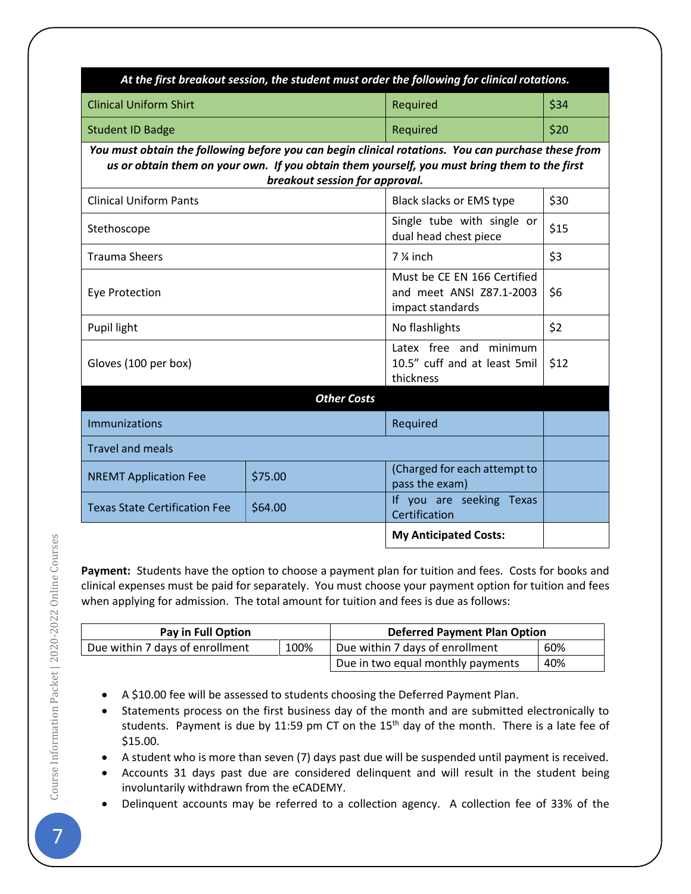| *At the first breakout session, the student must order the following for clinical rotations.* | | | |
|---|---|---|---|
| Clinical Uniform Shirt | | Required | $34 |
| Student ID Badge | | Required | $20 |
| ***You must obtain the following before you can begin clinical rotations. You can purchase these from us or obtain them on your own. If you obtain them yourself, you must bring them to the first breakout session for approval.*** | | | |
| Clinical Uniform Pants | | Black slacks or EMS type | $30 |
| Stethoscope | | Single tube with single or dual head chest piece | $15 |
| Trauma Sheers | | 7 ¼ inch | $3 |
| Eye Protection | | Must be CE EN 166 Certified and meet ANSI Z87.1-2003 impact standards | $6 |
| Pupil light | | No flashlights | $2 |
| Gloves (100 per box) | | Latex free and minimum 10.5" cuff and at least 5mil thickness | $12 |
| ***Other Costs*** | | | |
| Immunizations | | Required | |
| Travel and meals | | | |
| NREMT Application Fee | $75.00 | (Charged for each attempt to pass the exam) | |
| Texas State Certification Fee | $64.00 | If you are seeking Texas Certification | |
| | | **My Anticipated Costs:** | |

**Payment:** Students have the option to choose a payment plan for tuition and fees. Costs for books and clinical expenses must be paid for separately. You must choose your payment option for tuition and fees when applying for admission. The total amount for tuition and fees is due as follows:

| Pay in Full Option | | Deferred Payment Plan Option | |
|---|---|---|---|
| Due within 7 days of enrollment | 100% | Due within 7 days of enrollment | 60% |
| | | Due in two equal monthly payments | 40% |

- A $10.00 fee will be assessed to students choosing the Deferred Payment Plan.
- Statements process on the first business day of the month and are submitted electronically to students. Payment is due by 11:59 pm CT on the 15th day of the month. There is a late fee of $15.00.
- A student who is more than seven (7) days past due will be suspended until payment is received.
- Accounts 31 days past due are considered delinquent and will result in the student being involuntarily withdrawn from the eCADEMY.
- Delinquent accounts may be referred to a collection agency. A collection fee of 33% of the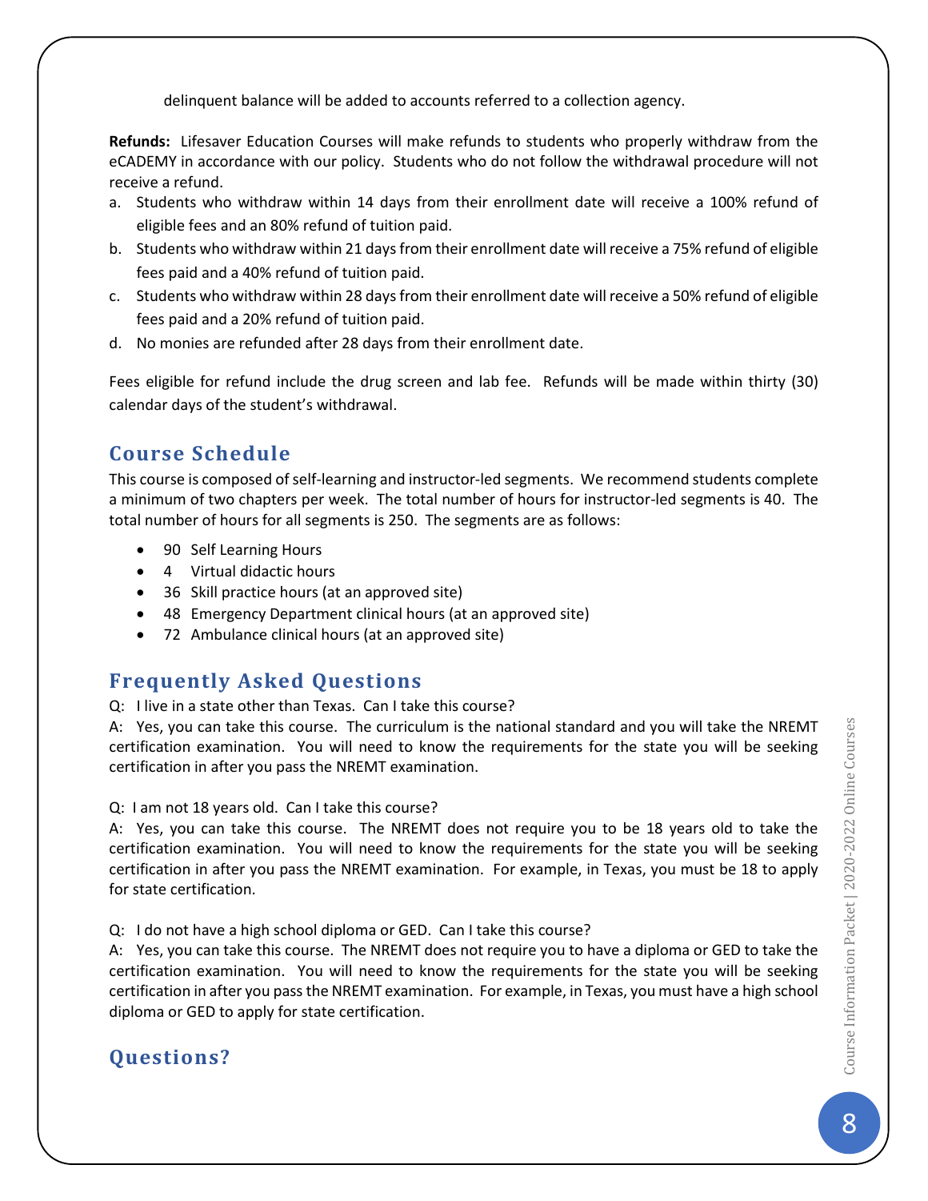delinquent balance will be added to accounts referred to a collection agency.

**Refunds:** Lifesaver Education Courses will make refunds to students who properly withdraw from the eCADEMY in accordance with our policy. Students who do not follow the withdrawal procedure will not receive a refund.

a. Students who withdraw within 14 days from their enrollment date will receive a 100% refund of eligible fees and an 80% refund of tuition paid.
b. Students who withdraw within 21 days from their enrollment date will receive a 75% refund of eligible fees paid and a 40% refund of tuition paid.
c. Students who withdraw within 28 days from their enrollment date will receive a 50% refund of eligible fees paid and a 20% refund of tuition paid.
d. No monies are refunded after 28 days from their enrollment date.

Fees eligible for refund include the drug screen and lab fee. Refunds will be made within thirty (30) calendar days of the student's withdrawal.

## Course Schedule

This course is composed of self-learning and instructor-led segments. We recommend students complete a minimum of two chapters per week. The total number of hours for instructor-led segments is 40. The total number of hours for all segments is 250. The segments are as follows:

- 90 Self Learning Hours
- 4 Virtual didactic hours
- 36 Skill practice hours (at an approved site)
- 48 Emergency Department clinical hours (at an approved site)
- 72 Ambulance clinical hours (at an approved site)

## Frequently Asked Questions

Q: I live in a state other than Texas. Can I take this course?
A: Yes, you can take this course. The curriculum is the national standard and you will take the NREMT certification examination. You will need to know the requirements for the state you will be seeking certification in after you pass the NREMT examination.

Q: I am not 18 years old. Can I take this course?
A: Yes, you can take this course. The NREMT does not require you to be 18 years old to take the certification examination. You will need to know the requirements for the state you will be seeking certification in after you pass the NREMT examination. For example, in Texas, you must be 18 to apply for state certification.

Q: I do not have a high school diploma or GED. Can I take this course?
A: Yes, you can take this course. The NREMT does not require you to have a diploma or GED to take the certification examination. You will need to know the requirements for the state you will be seeking certification in after you pass the NREMT examination. For example, in Texas, you must have a high school diploma or GED to apply for state certification.

## Questions?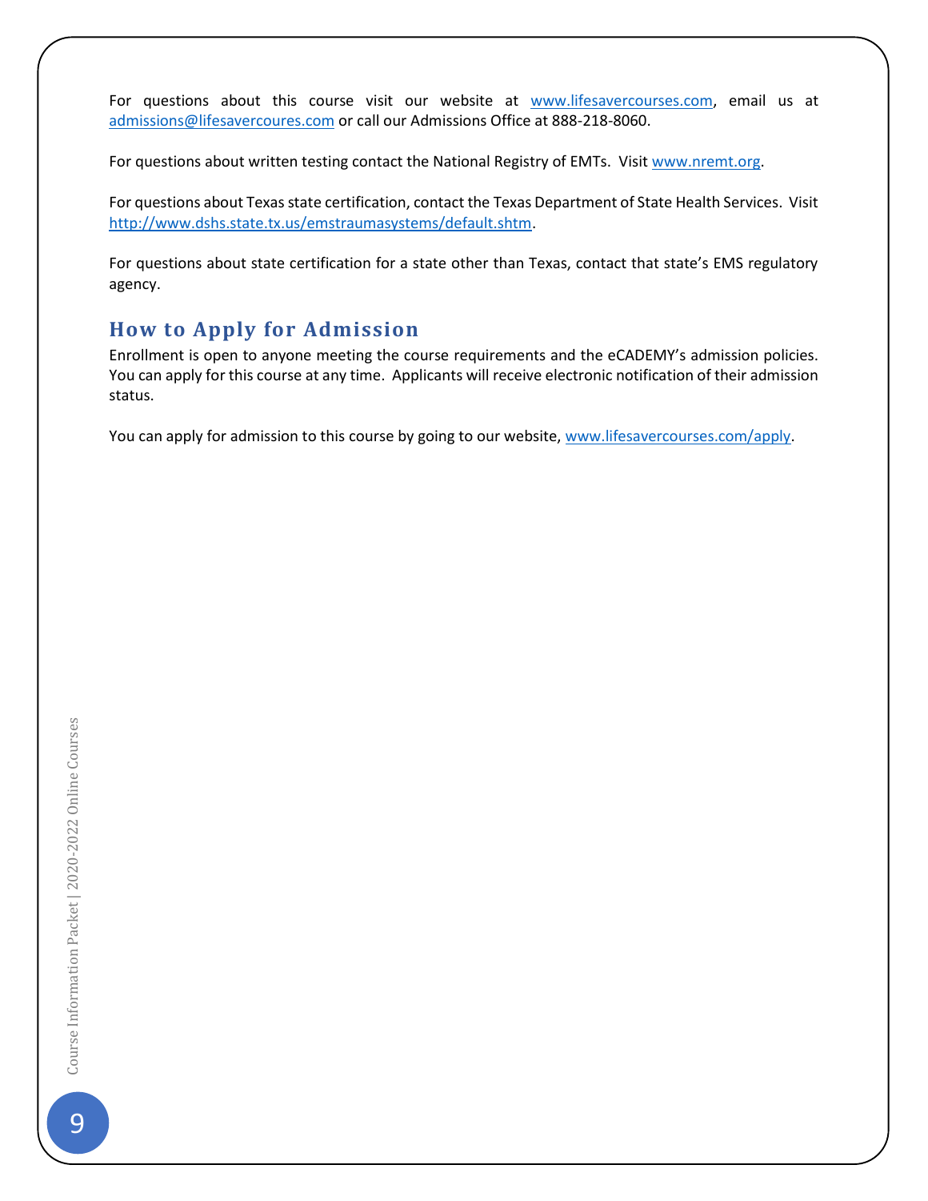For questions about this course visit our website at www.lifesavercourses.com, email us at admissions@lifesavercoures.com or call our Admissions Office at 888-218-8060.

For questions about written testing contact the National Registry of EMTs. Visit www.nremt.org.

For questions about Texas state certification, contact the Texas Department of State Health Services. Visit http://www.dshs.state.tx.us/emstraumasystems/default.shtm.

For questions about state certification for a state other than Texas, contact that state's EMS regulatory agency.

## How to Apply for Admission

Enrollment is open to anyone meeting the course requirements and the eCADEMY's admission policies. You can apply for this course at any time. Applicants will receive electronic notification of their admission status.

You can apply for admission to this course by going to our website, www.lifesavercourses.com/apply.